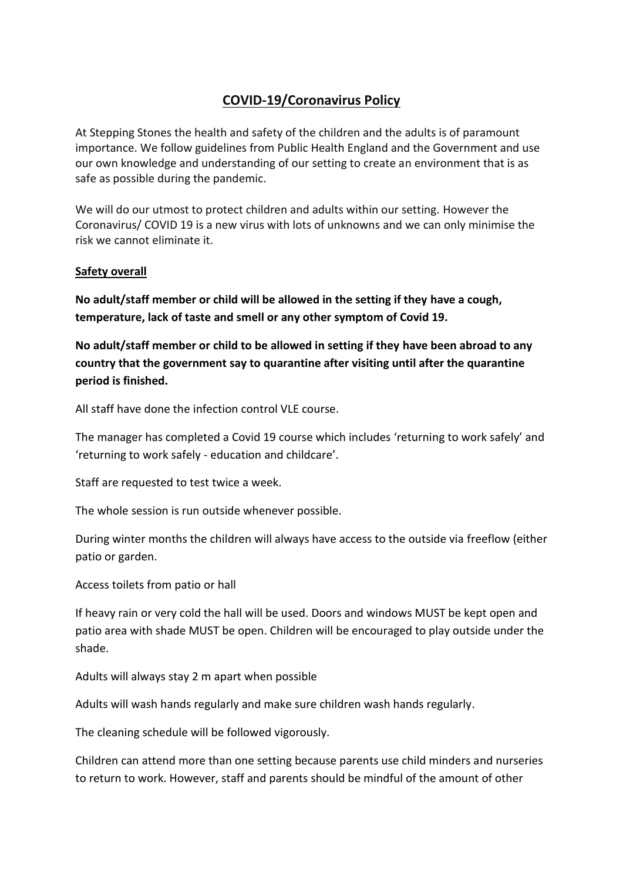# COVID-19/Coronavirus Policy

At Stepping Stones the health and safety of the children and the adults is of paramount importance. We follow guidelines from Public Health England and the Government and use our own knowledge and understanding of our setting to create an environment that is as safe as possible during the pandemic.

We will do our utmost to protect children and adults within our setting. However the Coronavirus/ COVID 19 is a new virus with lots of unknowns and we can only minimise the risk we cannot eliminate it.

## Safety overall

**No adult/staff member or child will be allowed in the setting if they have a cough, temperature, lack of taste and smell or any other symptom of Covid 19.**

**No adult/staff member or child to be allowed in setting if they have been abroad to any country that the government say to quarantine after visiting until after the quarantine period is finished.**

All staff have done the infection control VLE course.

The manager has completed a Covid 19 course which includes 'returning to work safely' and 'returning to work safely - education and childcare'.

Staff are requested to test twice a week.

The whole session is run outside whenever possible.

During winter months the children will always have access to the outside via freeflow (either patio or garden.

Access toilets from patio or hall

If heavy rain or very cold the hall will be used. Doors and windows MUST be kept open and patio area with shade MUST be open. Children will be encouraged to play outside under the shade.

Adults will always stay 2 m apart when possible

Adults will wash hands regularly and make sure children wash hands regularly.

The cleaning schedule will be followed vigorously.

Children can attend more than one setting because parents use child minders and nurseries to return to work. However, staff and parents should be mindful of the amount of other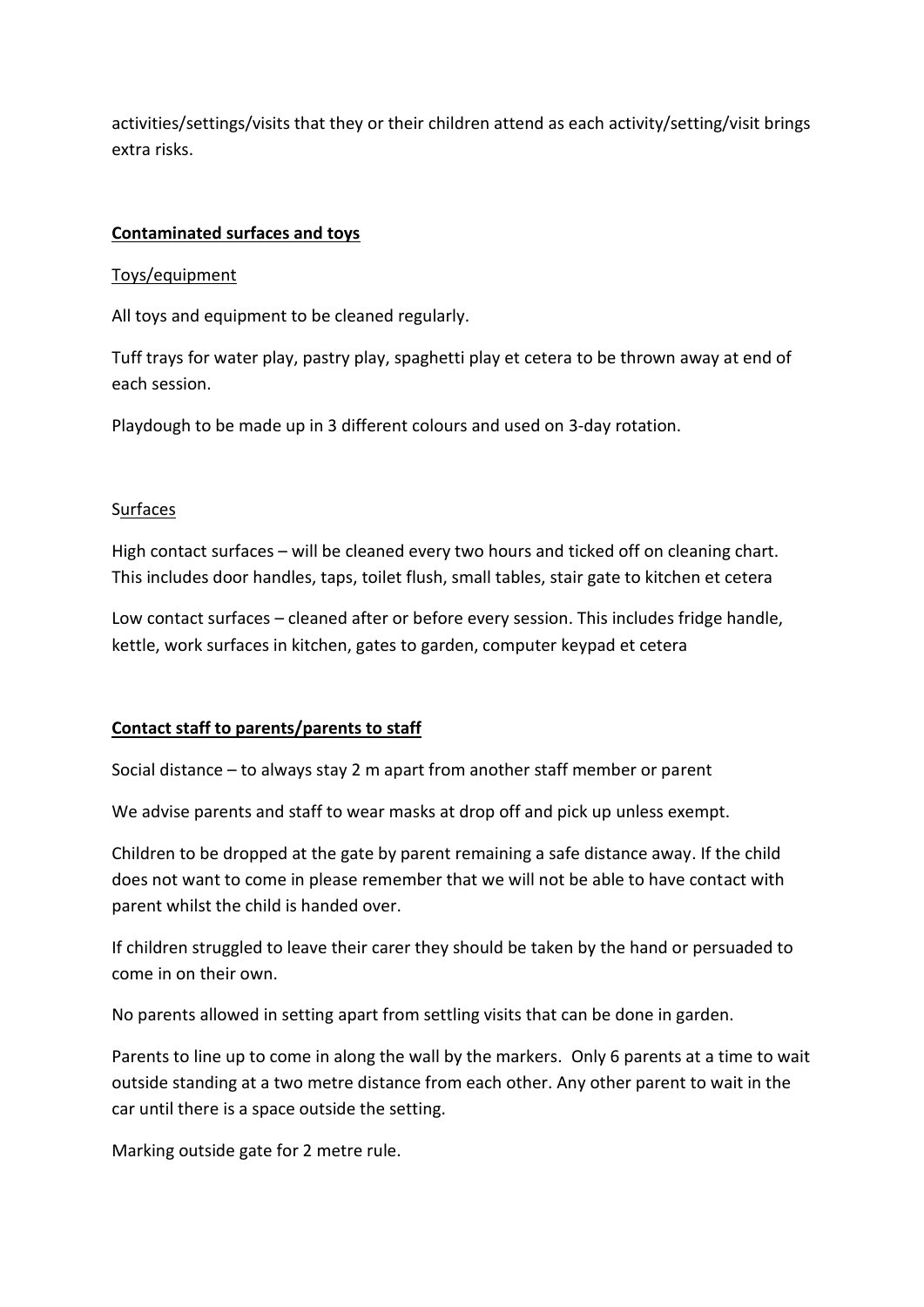activities/settings/visits that they or their children attend as each activity/setting/visit brings extra risks.

**Contaminated surfaces and toys**

Toys/equipment

All toys and equipment to be cleaned regularly.

Tuff trays for water play, pastry play, spaghetti play et cetera to be thrown away at end of each session.

Playdough to be made up in 3 different colours and used on 3-day rotation.

Surfaces

High contact surfaces – will be cleaned every two hours and ticked off on cleaning chart. This includes door handles, taps, toilet flush, small tables, stair gate to kitchen et cetera

Low contact surfaces – cleaned after or before every session. This includes fridge handle, kettle, work surfaces in kitchen, gates to garden, computer keypad et cetera

**Contact staff to parents/parents to staff**

Social distance – to always stay 2 m apart from another staff member or parent

We advise parents and staff to wear masks at drop off and pick up unless exempt.

Children to be dropped at the gate by parent remaining a safe distance away. If the child does not want to come in please remember that we will not be able to have contact with parent whilst the child is handed over.

If children struggled to leave their carer they should be taken by the hand or persuaded to come in on their own.

No parents allowed in setting apart from settling visits that can be done in garden.

Parents to line up to come in along the wall by the markers. Only 6 parents at a time to wait outside standing at a two metre distance from each other. Any other parent to wait in the car until there is a space outside the setting.

Marking outside gate for 2 metre rule.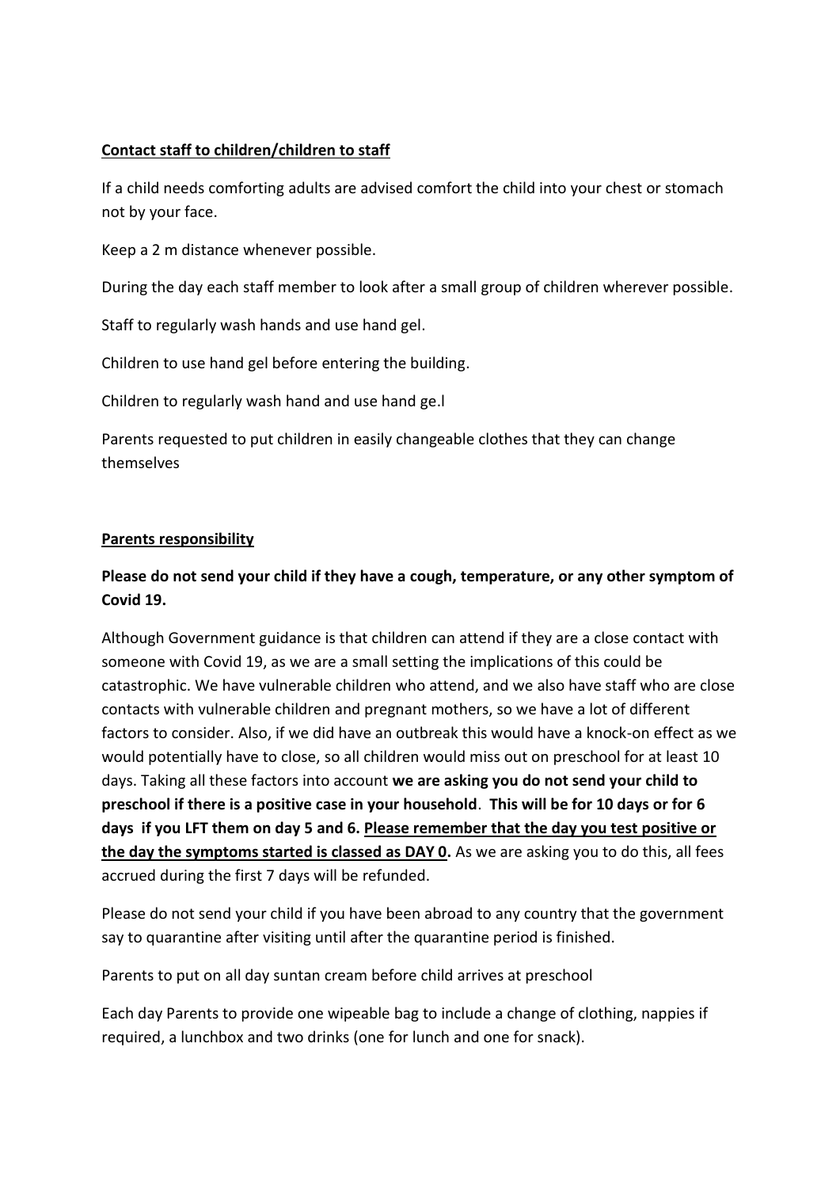**Contact staff to children/children to staff**

If a child needs comforting adults are advised comfort the child into your chest or stomach not by your face.

Keep a 2 m distance whenever possible.

During the day each staff member to look after a small group of children wherever possible.

Staff to regularly wash hands and use hand gel.

Children to use hand gel before entering the building.

Children to regularly wash hand and use hand ge.l

Parents requested to put children in easily changeable clothes that they can change themselves

**Parents responsibility**

**Please do not send your child if they have a cough, temperature, or any other symptom of Covid 19.**

Although Government guidance is that children can attend if they are a close contact with someone with Covid 19, as we are a small setting the implications of this could be catastrophic. We have vulnerable children who attend, and we also have staff who are close contacts with vulnerable children and pregnant mothers, so we have a lot of different factors to consider. Also, if we did have an outbreak this would have a knock-on effect as we would potentially have to close, so all children would miss out on preschool for at least 10 days. Taking all these factors into account **we are asking you do not send your child to preschool if there is a positive case in your household**. **This will be for 10 days or for 6 days if you LFT them on day 5 and 6. Please remember that the day you test positive or the day the symptoms started is classed as DAY 0.** As we are asking you to do this, all fees accrued during the first 7 days will be refunded.

Please do not send your child if you have been abroad to any country that the government say to quarantine after visiting until after the quarantine period is finished.

Parents to put on all day suntan cream before child arrives at preschool

Each day Parents to provide one wipeable bag to include a change of clothing, nappies if required, a lunchbox and two drinks (one for lunch and one for snack).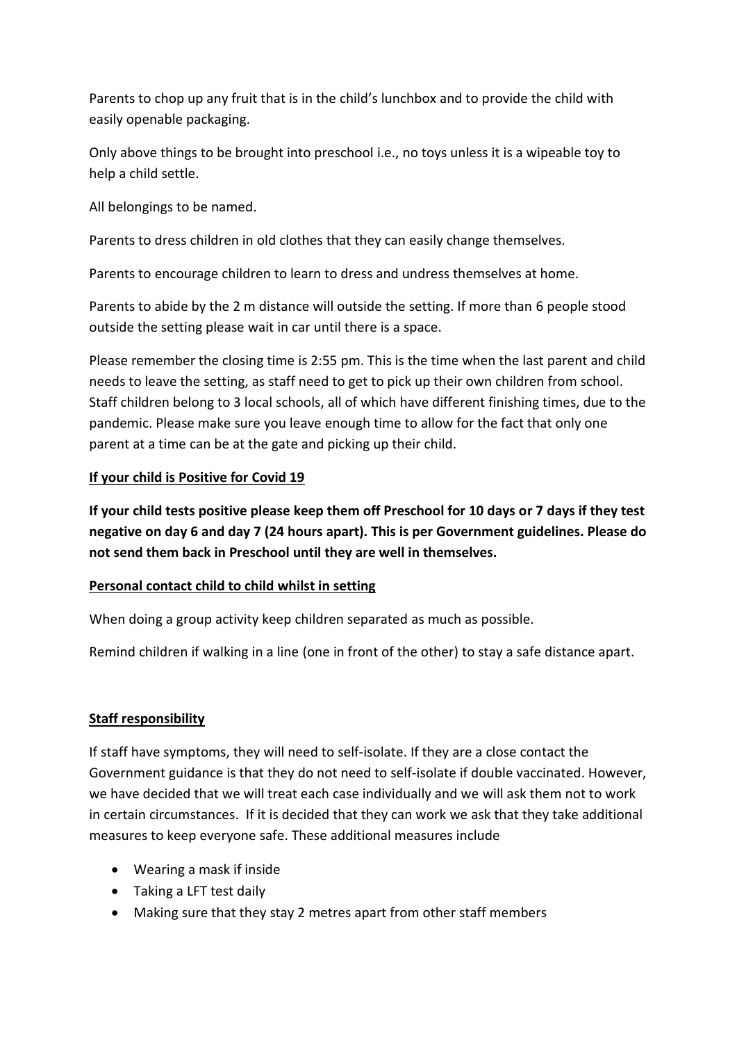Parents to chop up any fruit that is in the child's lunchbox and to provide the child with easily openable packaging.

Only above things to be brought into preschool i.e., no toys unless it is a wipeable toy to help a child settle.

All belongings to be named.

Parents to dress children in old clothes that they can easily change themselves.

Parents to encourage children to learn to dress and undress themselves at home.

Parents to abide by the 2 m distance will outside the setting. If more than 6 people stood outside the setting please wait in car until there is a space.

Please remember the closing time is 2:55 pm. This is the time when the last parent and child needs to leave the setting, as staff need to get to pick up their own children from school. Staff children belong to 3 local schools, all of which have different finishing times, due to the pandemic. Please make sure you leave enough time to allow for the fact that only one parent at a time can be at the gate and picking up their child.

<u>**If your child is Positive for Covid 19**</u>

**If your child tests positive please keep them off Preschool for 10 days or 7 days if they test negative on day 6 and day 7 (24 hours apart). This is per Government guidelines. Please do not send them back in Preschool until they are well in themselves.**

<u>**Personal contact child to child whilst in setting**</u>

When doing a group activity keep children separated as much as possible.

Remind children if walking in a line (one in front of the other) to stay a safe distance apart.

<u>**Staff responsibility**</u>

If staff have symptoms, they will need to self-isolate. If they are a close contact the Government guidance is that they do not need to self-isolate if double vaccinated. However, we have decided that we will treat each case individually and we will ask them not to work in certain circumstances. If it is decided that they can work we ask that they take additional measures to keep everyone safe. These additional measures include

- Wearing a mask if inside
- Taking a LFT test daily
- Making sure that they stay 2 metres apart from other staff members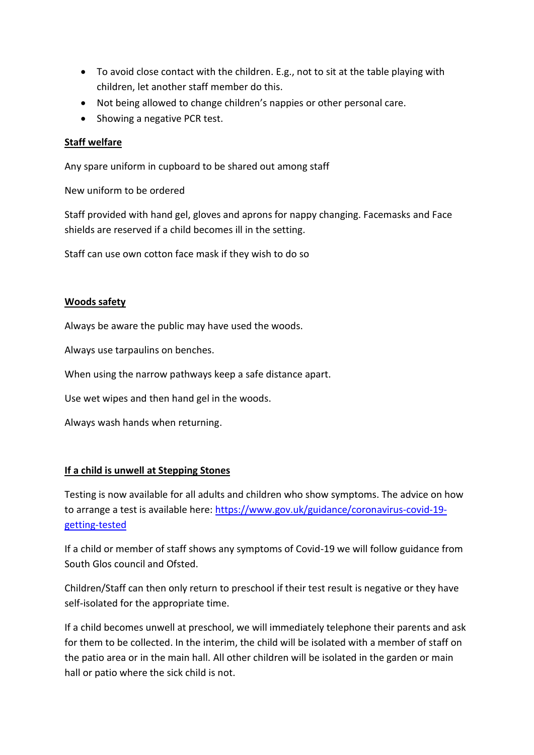- To avoid close contact with the children. E.g., not to sit at the table playing with children, let another staff member do this.
- Not being allowed to change children's nappies or other personal care.
- Showing a negative PCR test.

**Staff welfare**

Any spare uniform in cupboard to be shared out among staff

New uniform to be ordered

Staff provided with hand gel, gloves and aprons for nappy changing. Facemasks and Face shields are reserved if a child becomes ill in the setting.

Staff can use own cotton face mask if they wish to do so

**Woods safety**

Always be aware the public may have used the woods.

Always use tarpaulins on benches.

When using the narrow pathways keep a safe distance apart.

Use wet wipes and then hand gel in the woods.

Always wash hands when returning.

**If a child is unwell at Stepping Stones**

Testing is now available for all adults and children who show symptoms. The advice on how to arrange a test is available here: https://www.gov.uk/guidance/coronavirus-covid-19-getting-tested

If a child or member of staff shows any symptoms of Covid-19 we will follow guidance from South Glos council and Ofsted.

Children/Staff can then only return to preschool if their test result is negative or they have self-isolated for the appropriate time.

If a child becomes unwell at preschool, we will immediately telephone their parents and ask for them to be collected. In the interim, the child will be isolated with a member of staff on the patio area or in the main hall. All other children will be isolated in the garden or main hall or patio where the sick child is not.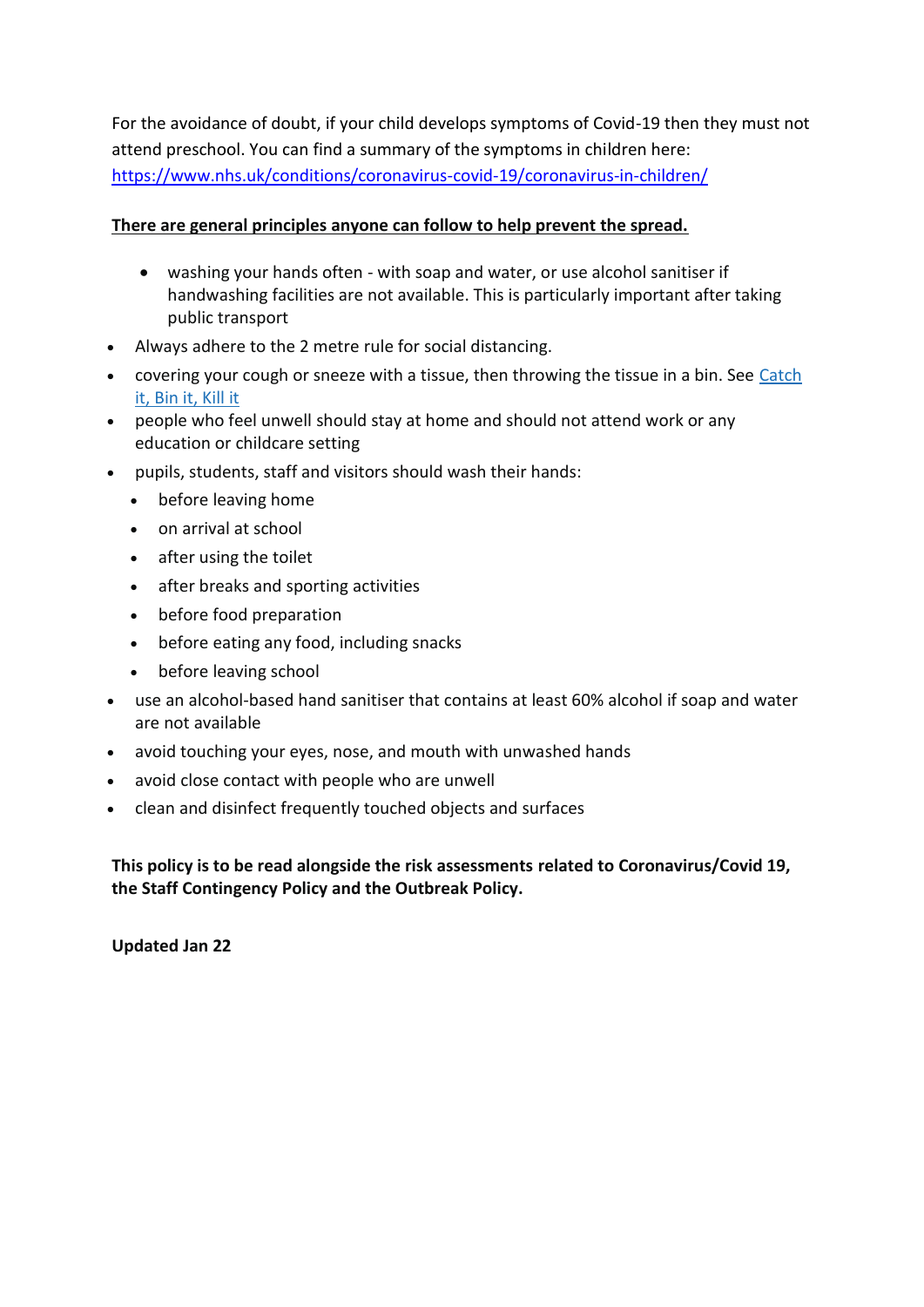For the avoidance of doubt, if your child develops symptoms of Covid-19 then they must not attend preschool. You can find a summary of the symptoms in children here: https://www.nhs.uk/conditions/coronavirus-covid-19/coronavirus-in-children/

**There are general principles anyone can follow to help prevent the spread.**

- washing your hands often - with soap and water, or use alcohol sanitiser if handwashing facilities are not available. This is particularly important after taking public transport
- Always adhere to the 2 metre rule for social distancing.
- covering your cough or sneeze with a tissue, then throwing the tissue in a bin. See Catch it, Bin it, Kill it
- people who feel unwell should stay at home and should not attend work or any education or childcare setting
- pupils, students, staff and visitors should wash their hands:
  - before leaving home
  - on arrival at school
  - after using the toilet
  - after breaks and sporting activities
  - before food preparation
  - before eating any food, including snacks
  - before leaving school
- use an alcohol-based hand sanitiser that contains at least 60% alcohol if soap and water are not available
- avoid touching your eyes, nose, and mouth with unwashed hands
- avoid close contact with people who are unwell
- clean and disinfect frequently touched objects and surfaces

**This policy is to be read alongside the risk assessments related to Coronavirus/Covid 19, the Staff Contingency Policy and the Outbreak Policy.**

**Updated Jan 22**